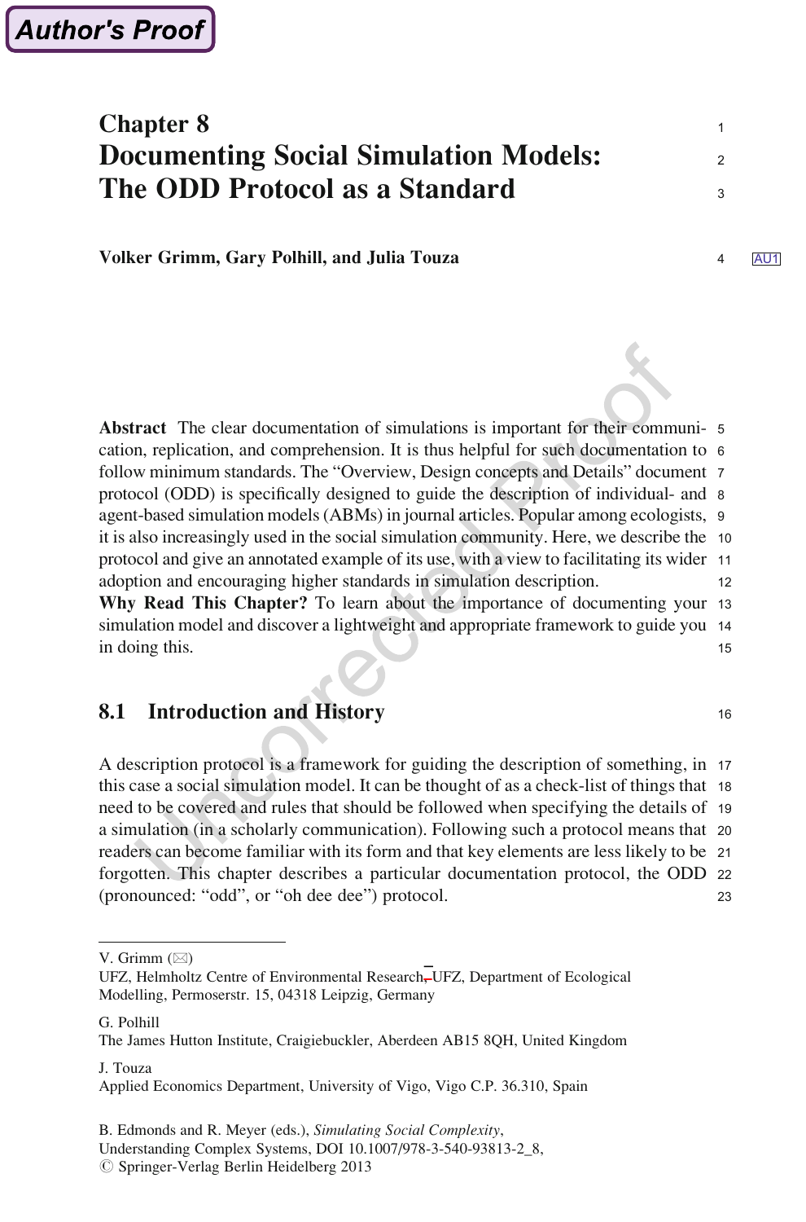# Chapter 8
# Documenting Social Simulation Models: The ODD Protocol as a Standard

**Volker Grimm, Gary Polhill, and Julia Touza**

**Abstract** The clear documentation of simulations is important for their communication, replication, and comprehension. It is thus helpful for such documentation to follow minimum standards. The "Overview, Design concepts and Details" document protocol (ODD) is specifically designed to guide the description of individual- and agent-based simulation models (ABMs) in journal articles. Popular among ecologists, it is also increasingly used in the social simulation community. Here, we describe the protocol and give an annotated example of its use, with a view to facilitating its wider adoption and encouraging higher standards in simulation description.

**Why Read This Chapter?** To learn about the importance of documenting your simulation model and discover a lightweight and appropriate framework to guide you in doing this.

## 8.1 Introduction and History

A description protocol is a framework for guiding the description of something, in this case a social simulation model. It can be thought of as a check-list of things that need to be covered and rules that should be followed when specifying the details of a simulation (in a scholarly communication). Following such a protocol means that readers can become familiar with its form and that key elements are less likely to be forgotten. This chapter describes a particular documentation protocol, the ODD (pronounced: "odd", or "oh dee dee") protocol.

---

V. Grimm (✉)
UFZ, Helmholtz Centre of Environmental Research, UFZ, Department of Ecological Modelling, Permoserstr. 15, 04318 Leipzig, Germany

G. Polhill
The James Hutton Institute, Craigiebuckler, Aberdeen AB15 8QH, United Kingdom

J. Touza
Applied Economics Department, University of Vigo, Vigo C.P. 36.310, Spain

B. Edmonds and R. Meyer (eds.), *Simulating Social Complexity*,
Understanding Complex Systems, DOI 10.1007/978-3-540-93813-2_8,
© Springer-Verlag Berlin Heidelberg 2013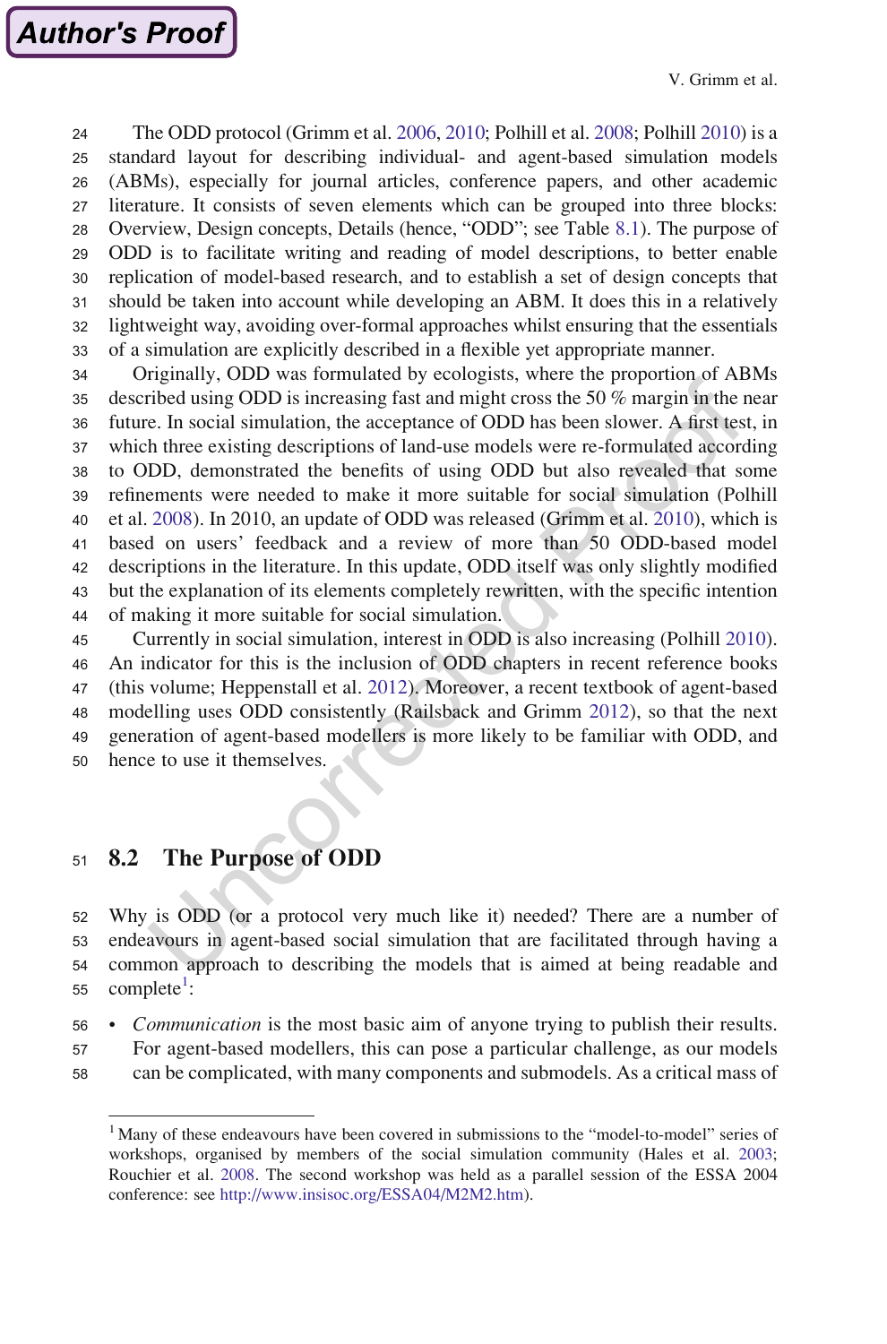The ODD protocol (Grimm et al. 2006, 2010; Polhill et al. 2008; Polhill 2010) is a standard layout for describing individual- and agent-based simulation models (ABMs), especially for journal articles, conference papers, and other academic literature. It consists of seven elements which can be grouped into three blocks: Overview, Design concepts, Details (hence, "ODD"; see Table 8.1). The purpose of ODD is to facilitate writing and reading of model descriptions, to better enable replication of model-based research, and to establish a set of design concepts that should be taken into account while developing an ABM. It does this in a relatively lightweight way, avoiding over-formal approaches whilst ensuring that the essentials of a simulation are explicitly described in a flexible yet appropriate manner.

Originally, ODD was formulated by ecologists, where the proportion of ABMs described using ODD is increasing fast and might cross the 50 % margin in the near future. In social simulation, the acceptance of ODD has been slower. A first test, in which three existing descriptions of land-use models were re-formulated according to ODD, demonstrated the benefits of using ODD but also revealed that some refinements were needed to make it more suitable for social simulation (Polhill et al. 2008). In 2010, an update of ODD was released (Grimm et al. 2010), which is based on users' feedback and a review of more than 50 ODD-based model descriptions in the literature. In this update, ODD itself was only slightly modified but the explanation of its elements completely rewritten, with the specific intention of making it more suitable for social simulation.

Currently in social simulation, interest in ODD is also increasing (Polhill 2010). An indicator for this is the inclusion of ODD chapters in recent reference books (this volume; Heppenstall et al. 2012). Moreover, a recent textbook of agent-based modelling uses ODD consistently (Railsback and Grimm 2012), so that the next generation of agent-based modellers is more likely to be familiar with ODD, and hence to use it themselves.

## 8.2 The Purpose of ODD

Why is ODD (or a protocol very much like it) needed? There are a number of endeavours in agent-based social simulation that are facilitated through having a common approach to describing the models that is aimed at being readable and complete[1]:

- *Communication* is the most basic aim of anyone trying to publish their results. For agent-based modellers, this can pose a particular challenge, as our models can be complicated, with many components and submodels. As a critical mass of

[1] Many of these endeavours have been covered in submissions to the "model-to-model" series of workshops, organised by members of the social simulation community (Hales et al. 2003; Rouchier et al. 2008. The second workshop was held as a parallel session of the ESSA 2004 conference: see http://www.insisoc.org/ESSA04/M2M2.htm).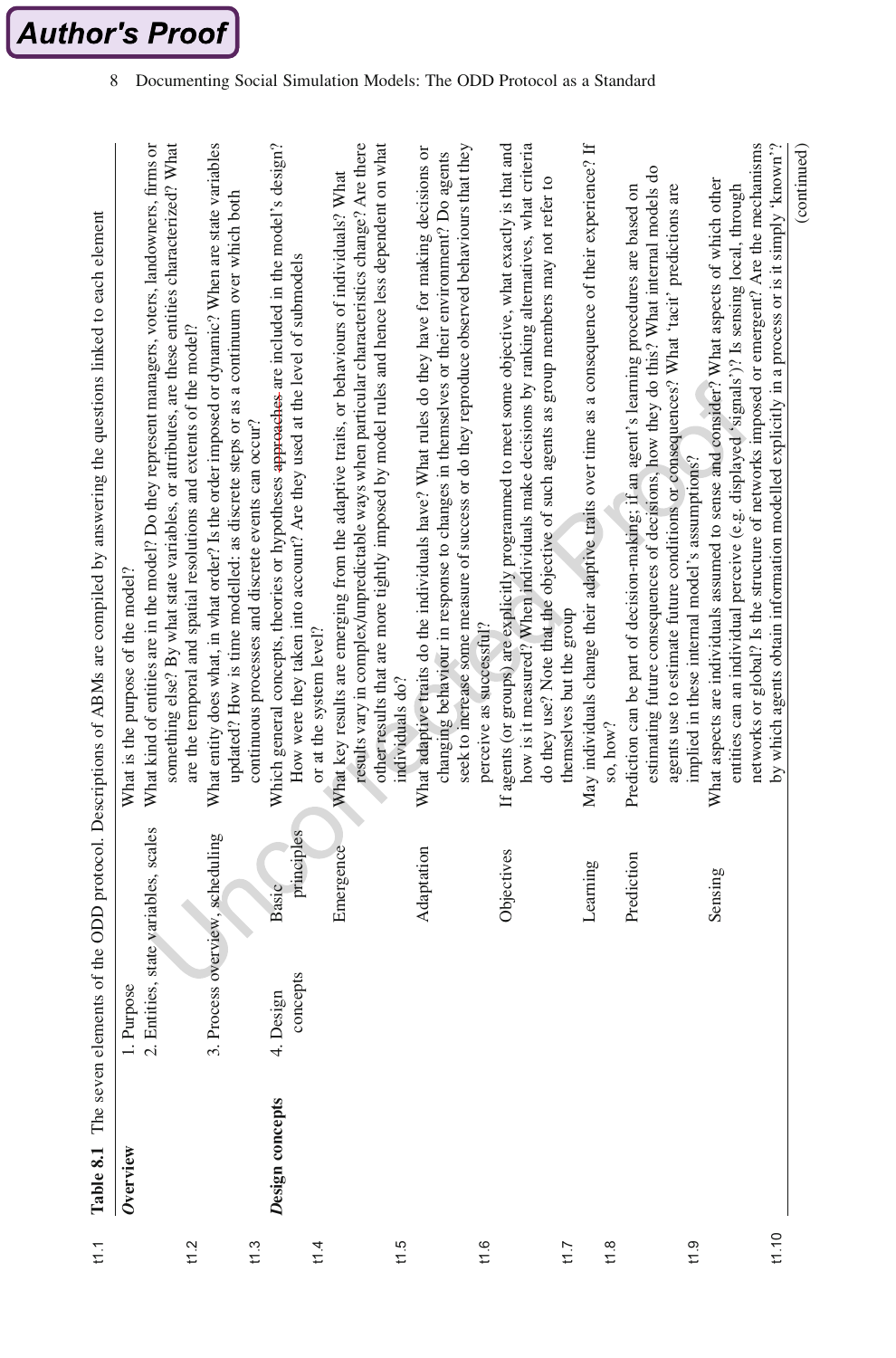Table 8.1 The seven elements of the ODD protocol. Descriptions of ABMs are compiled by answering the questions linked to each element

| | | | |
|---|---|---|---|
| ***Overview*** | 1. Purpose | | What is the purpose of the model? |
| | 2. Entities, state variables, scales | | What kind of entities are in the model? Do they represent managers, voters, landowners, firms or something else? By what state variables, or attributes, are these entities characterized? What are the temporal and spatial resolutions and extents of the model? |
| | 3. Process overview, scheduling | | What entity does what, in what order? Is the order imposed or dynamic? When are state variables updated? How is time modelled: as discrete steps or as a continuum over which both continuous processes and discrete events can occur? |
| ***Design concepts*** | 4. Design concepts | Basic principles | Which general concepts, theories or hypotheses ~~approaches~~ are included in the model's design? How were they taken into account? Are they used at the level of submodels or at the system level? |
| | | Emergence | What key results are emerging from the adaptive traits, or behaviours of individuals? What results vary in complex/unpredictable ways when particular characteristics change? Are there other results that are more tightly imposed by model rules and hence less dependent on what individuals do? |
| | | Adaptation | What adaptive traits do the individuals have? What rules do they have for making decisions or changing behaviour in response to changes in themselves or their environment? Do agents seek to increase some measure of success or do they reproduce observed behaviours that they perceive as successful? |
| | | Objectives | If agents (or groups) are explicitly programmed to meet some objective, what exactly is that and how is it measured? When individuals make decisions by ranking alternatives, what criteria do they use? Note that the objective of such agents as group members may not refer to themselves but the group |
| | | Learning | May individuals change their adaptive traits over time as a consequence of their experience? If so, how? |
| | | Prediction | Prediction can be part of decision-making; if an agent's learning procedures are based on estimating future consequences of decisions, how they do this? What internal models do agents use to estimate future conditions or consequences? What 'tacit' predictions are implied in these internal model's assumptions? |
| | | Sensing | What aspects are individuals assumed to sense and consider? What aspects of which other entities can an individual perceive (e.g. displayed 'signals')? Is sensing local, through networks or global? Is the structure of networks imposed or emergent? Are the mechanisms by which agents obtain information modelled explicitly in a process or is it simply 'known'? |

(continued)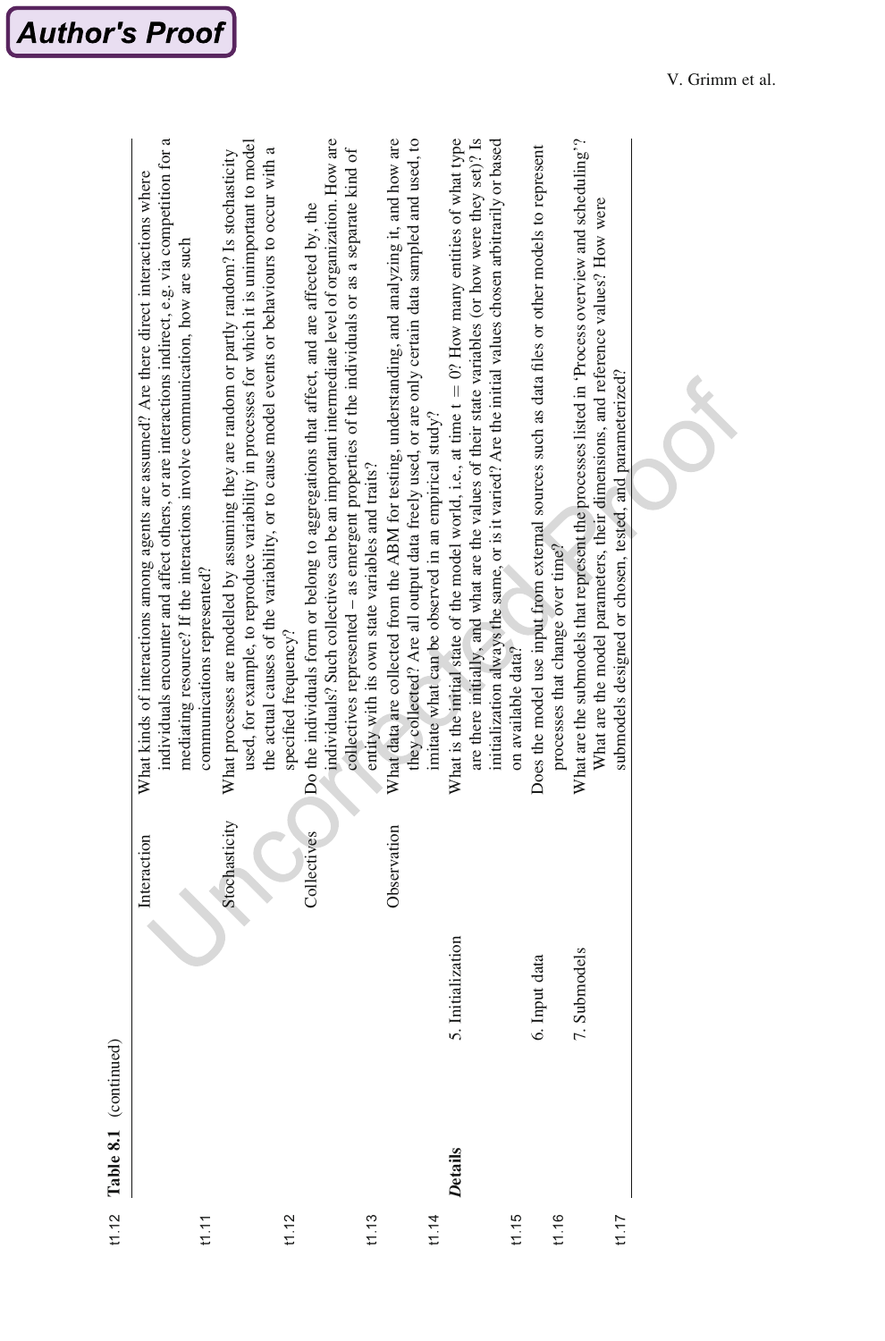Table 8.1 (continued)

| | | | |
|---|---|---|---|
| | | Interaction | What kinds of interactions among agents are assumed? Are there direct interactions where individuals encounter and affect others, or are interactions indirect, e.g. via competition for a mediating resource? If the interactions involve communication, how are such communications represented? |
| | | Stochasticity | What processes are modelled by assuming they are random or partly random? Is stochasticity used, for example, to reproduce variability in processes for which it is unimportant to model the actual causes of the variability, or to cause model events or behaviours to occur with a specified frequency? |
| | | Collectives | Do the individuals form or belong to aggregations that affect, and are affected by, the individuals? Such collectives can be an important intermediate level of organization. How are collectives represented – as emergent properties of the individuals or as a separate kind of entity with its own state variables and traits? |
| | | Observation | What data are collected from the ABM for testing, understanding, and analyzing it, and how are they collected? Are all output data freely used, or are only certain data sampled and used, to imitate what can be observed in an empirical study? |
| ***Details*** | 5. Initialization | | What is the initial state of the model world, i.e., at time t = 0? How many entities of what type are there initially, and what are the values of their state variables (or how were they set)? Is initialization always the same, or is it varied? Are the initial values chosen arbitrarily or based on available data? |
| | 6. Input data | | Does the model use input from external sources such as data files or other models to represent processes that change over time? |
| | 7. Submodels | | What are the submodels that represent the processes listed in 'Process overview and scheduling'? What are the model parameters, their dimensions, and reference values? How were submodels designed or chosen, tested, and parameterized? |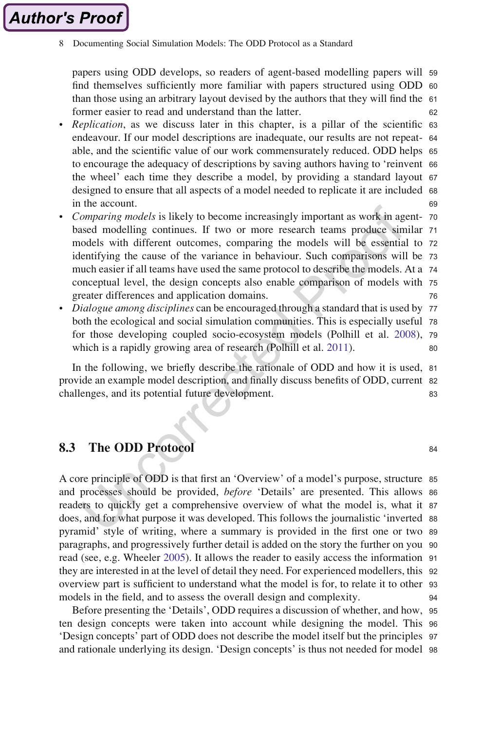papers using ODD develops, so readers of agent-based modelling papers will find themselves sufficiently more familiar with papers structured using ODD than those using an arbitrary layout devised by the authors that they will find the former easier to read and understand than the latter.

- *Replication*, as we discuss later in this chapter, is a pillar of the scientific endeavour. If our model descriptions are inadequate, our results are not repeatable, and the scientific value of our work commensurately reduced. ODD helps to encourage the adequacy of descriptions by saving authors having to 'reinvent the wheel' each time they describe a model, by providing a standard layout designed to ensure that all aspects of a model needed to replicate it are included in the account.
- *Comparing models* is likely to become increasingly important as work in agent-based modelling continues. If two or more research teams produce similar models with different outcomes, comparing the models will be essential to identifying the cause of the variance in behaviour. Such comparisons will be much easier if all teams have used the same protocol to describe the models. At a conceptual level, the design concepts also enable comparison of models with greater differences and application domains.
- *Dialogue among disciplines* can be encouraged through a standard that is used by both the ecological and social simulation communities. This is especially useful for those developing coupled socio-ecosystem models (Polhill et al. 2008), which is a rapidly growing area of research (Polhill et al. 2011).

In the following, we briefly describe the rationale of ODD and how it is used, provide an example model description, and finally discuss benefits of ODD, current challenges, and its potential future development.

## 8.3 The ODD Protocol

A core principle of ODD is that first an 'Overview' of a model's purpose, structure and processes should be provided, *before* 'Details' are presented. This allows readers to quickly get a comprehensive overview of what the model is, what it does, and for what purpose it was developed. This follows the journalistic 'inverted pyramid' style of writing, where a summary is provided in the first one or two paragraphs, and progressively further detail is added on the story the further on you read (see, e.g. Wheeler 2005). It allows the reader to easily access the information they are interested in at the level of detail they need. For experienced modellers, this overview part is sufficient to understand what the model is for, to relate it to other models in the field, and to assess the overall design and complexity.

Before presenting the 'Details', ODD requires a discussion of whether, and how, ten design concepts were taken into account while designing the model. This 'Design concepts' part of ODD does not describe the model itself but the principles and rationale underlying its design. 'Design concepts' is thus not needed for model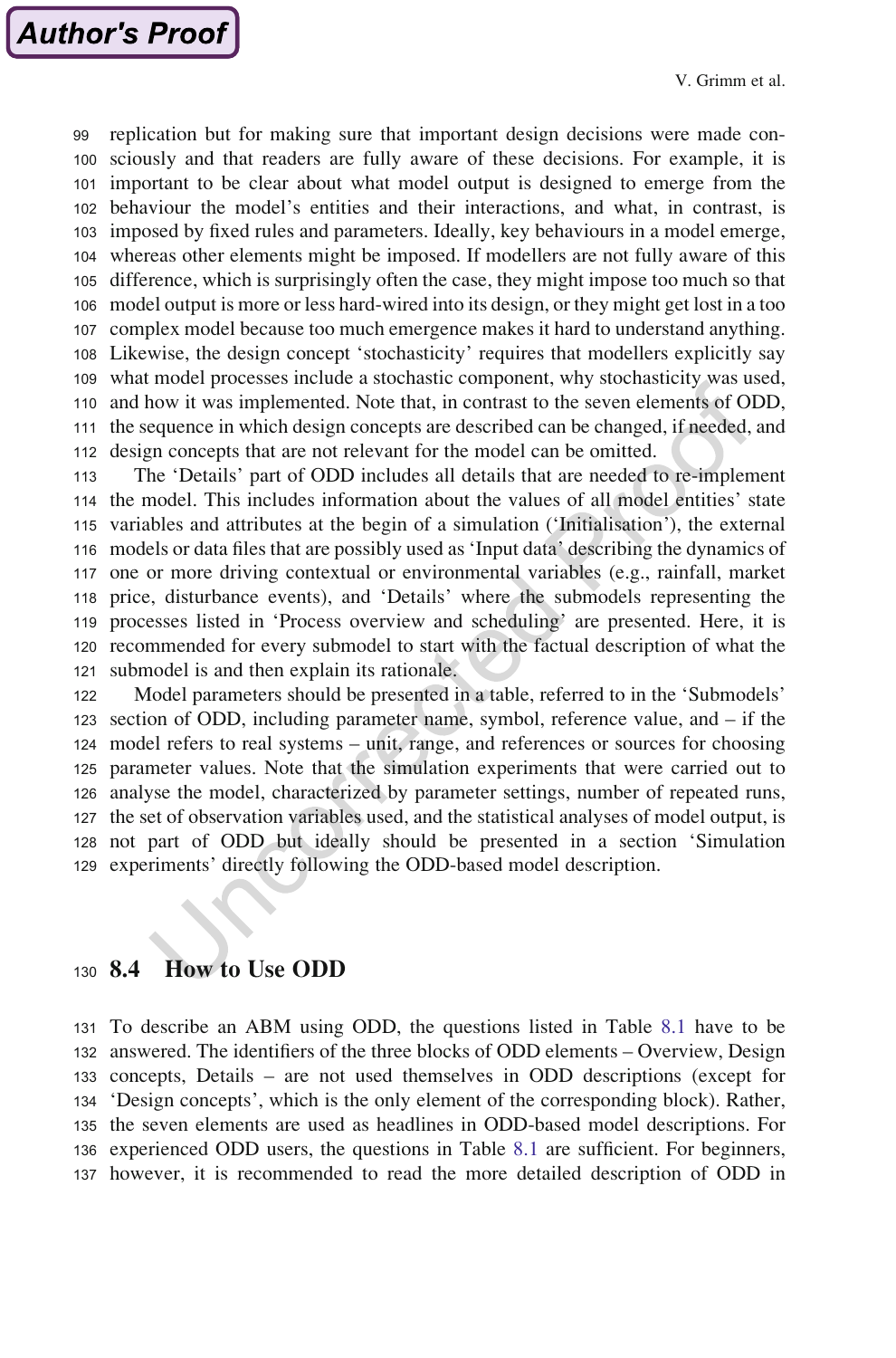replication but for making sure that important design decisions were made consciously and that readers are fully aware of these decisions. For example, it is important to be clear about what model output is designed to emerge from the behaviour the model's entities and their interactions, and what, in contrast, is imposed by fixed rules and parameters. Ideally, key behaviours in a model emerge, whereas other elements might be imposed. If modellers are not fully aware of this difference, which is surprisingly often the case, they might impose too much so that model output is more or less hard-wired into its design, or they might get lost in a too complex model because too much emergence makes it hard to understand anything. Likewise, the design concept 'stochasticity' requires that modellers explicitly say what model processes include a stochastic component, why stochasticity was used, and how it was implemented. Note that, in contrast to the seven elements of ODD, the sequence in which design concepts are described can be changed, if needed, and design concepts that are not relevant for the model can be omitted.

The 'Details' part of ODD includes all details that are needed to re-implement the model. This includes information about the values of all model entities' state variables and attributes at the begin of a simulation ('Initialisation'), the external models or data files that are possibly used as 'Input data' describing the dynamics of one or more driving contextual or environmental variables (e.g., rainfall, market price, disturbance events), and 'Details' where the submodels representing the processes listed in 'Process overview and scheduling' are presented. Here, it is recommended for every submodel to start with the factual description of what the submodel is and then explain its rationale.

Model parameters should be presented in a table, referred to in the 'Submodels' section of ODD, including parameter name, symbol, reference value, and – if the model refers to real systems – unit, range, and references or sources for choosing parameter values. Note that the simulation experiments that were carried out to analyse the model, characterized by parameter settings, number of repeated runs, the set of observation variables used, and the statistical analyses of model output, is not part of ODD but ideally should be presented in a section 'Simulation experiments' directly following the ODD-based model description.

## 8.4 How to Use ODD

To describe an ABM using ODD, the questions listed in Table 8.1 have to be answered. The identifiers of the three blocks of ODD elements – Overview, Design concepts, Details – are not used themselves in ODD descriptions (except for 'Design concepts', which is the only element of the corresponding block). Rather, the seven elements are used as headlines in ODD-based model descriptions. For experienced ODD users, the questions in Table 8.1 are sufficient. For beginners, however, it is recommended to read the more detailed description of ODD in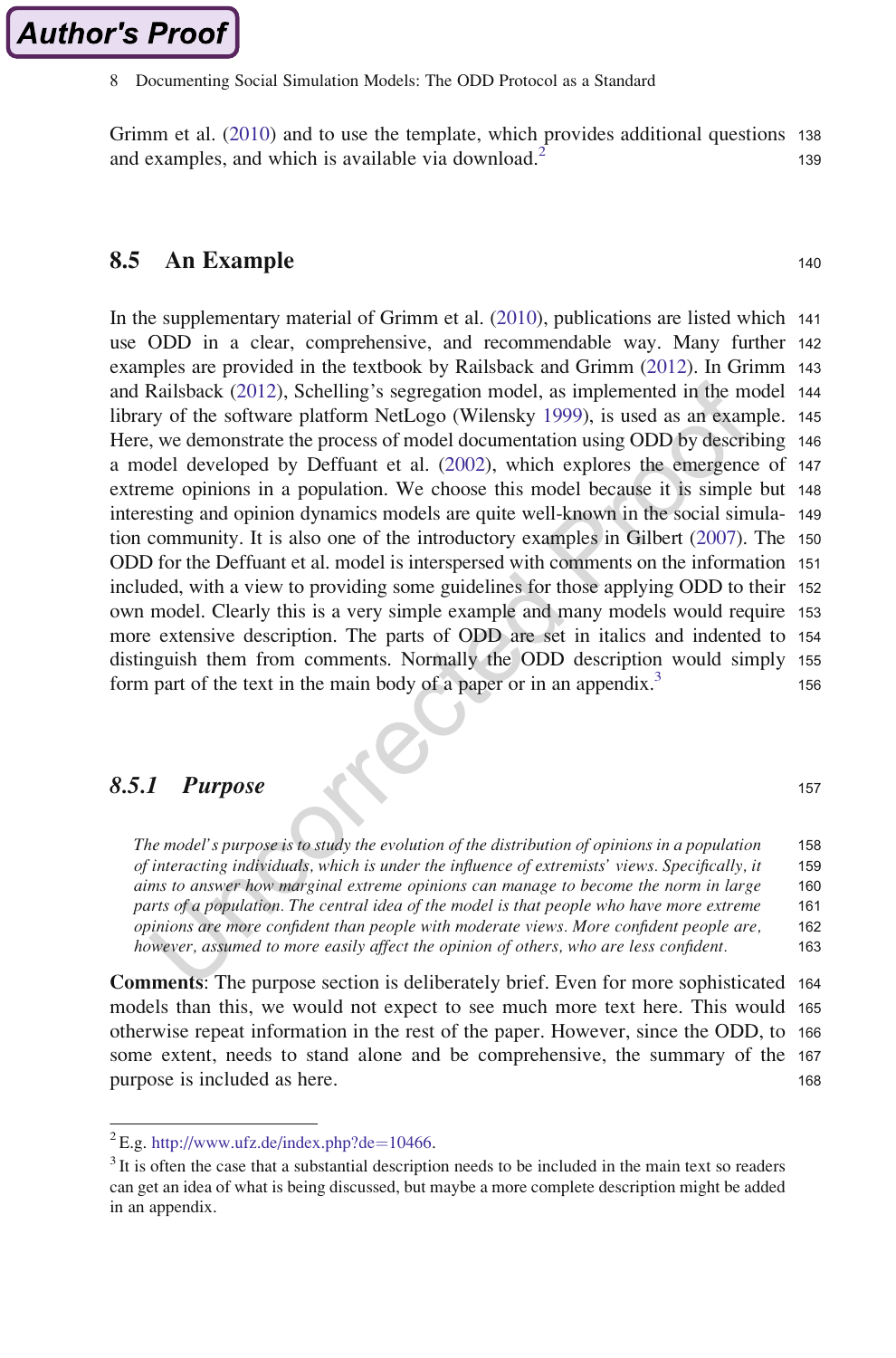Grimm et al. (2010) and to use the template, which provides additional questions and examples, and which is available via download.[2]

## 8.5 An Example

In the supplementary material of Grimm et al. (2010), publications are listed which use ODD in a clear, comprehensive, and recommendable way. Many further examples are provided in the textbook by Railsback and Grimm (2012). In Grimm and Railsback (2012), Schelling's segregation model, as implemented in the model library of the software platform NetLogo (Wilensky 1999), is used as an example. Here, we demonstrate the process of model documentation using ODD by describing a model developed by Deffuant et al. (2002), which explores the emergence of extreme opinions in a population. We choose this model because it is simple but interesting and opinion dynamics models are quite well-known in the social simulation community. It is also one of the introductory examples in Gilbert (2007). The ODD for the Deffuant et al. model is interspersed with comments on the information included, with a view to providing some guidelines for those applying ODD to their own model. Clearly this is a very simple example and many models would require more extensive description. The parts of ODD are set in italics and indented to distinguish them from comments. Normally the ODD description would simply form part of the text in the main body of a paper or in an appendix.[3]

### 8.5.1 Purpose

> *The model's purpose is to study the evolution of the distribution of opinions in a population of interacting individuals, which is under the influence of extremists' views. Specifically, it aims to answer how marginal extreme opinions can manage to become the norm in large parts of a population. The central idea of the model is that people who have more extreme opinions are more confident than people with moderate views. More confident people are, however, assumed to more easily affect the opinion of others, who are less confident.*

**Comments**: The purpose section is deliberately brief. Even for more sophisticated models than this, we would not expect to see much more text here. This would otherwise repeat information in the rest of the paper. However, since the ODD, to some extent, needs to stand alone and be comprehensive, the summary of the purpose is included as here.

---

[2] E.g. http://www.ufz.de/index.php?de=10466.

[3] It is often the case that a substantial description needs to be included in the main text so readers can get an idea of what is being discussed, but maybe a more complete description might be added in an appendix.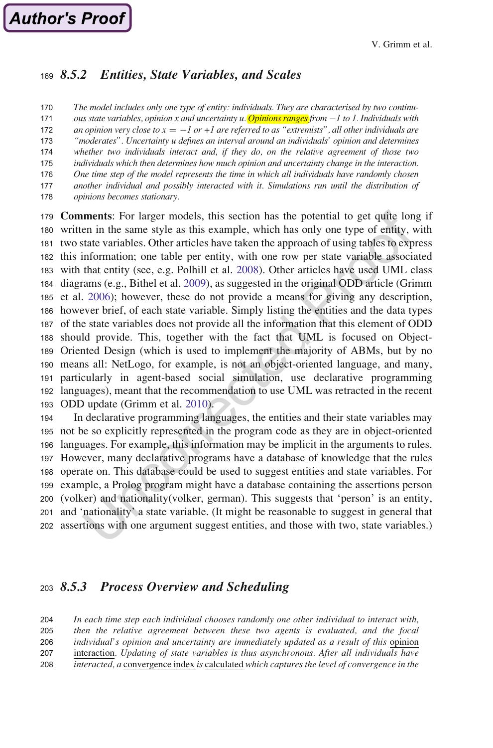### 8.5.2 Entities, State Variables, and Scales

*The model includes only one type of entity: individuals. They are characterised by two continuous state variables, opinion $x$ and uncertainty $u$. Opinions ranges from $-1$ to 1. Individuals with an opinion very close to $x = -1$ or $+1$ are referred to as "extremists", all other individuals are "moderates". Uncertainty $u$ defines an interval around an individuals' opinion and determines whether two individuals interact and, if they do, on the relative agreement of those two individuals which then determines how much opinion and uncertainty change in the interaction. One time step of the model represents the time in which all individuals have randomly chosen another individual and possibly interacted with it. Simulations run until the distribution of opinions becomes stationary.*

**Comments**: For larger models, this section has the potential to get quite long if written in the same style as this example, which has only one type of entity, with two state variables. Other articles have taken the approach of using tables to express this information; one table per entity, with one row per state variable associated with that entity (see, e.g. Polhill et al. 2008). Other articles have used UML class diagrams (e.g., Bithel et al. 2009), as suggested in the original ODD article (Grimm et al. 2006); however, these do not provide a means for giving any description, however brief, of each state variable. Simply listing the entities and the data types of the state variables does not provide all the information that this element of ODD should provide. This, together with the fact that UML is focused on Object-Oriented Design (which is used to implement the majority of ABMs, but by no means all: NetLogo, for example, is not an object-oriented language, and many, particularly in agent-based social simulation, use declarative programming languages), meant that the recommendation to use UML was retracted in the recent ODD update (Grimm et al. 2010).

In declarative programming languages, the entities and their state variables may not be so explicitly represented in the program code as they are in object-oriented languages. For example, this information may be implicit in the arguments to rules. However, many declarative programs have a database of knowledge that the rules operate on. This database could be used to suggest entities and state variables. For example, a Prolog program might have a database containing the assertions person (volker) and nationality(volker, german). This suggests that 'person' is an entity, and 'nationality' a state variable. (It might be reasonable to suggest in general that assertions with one argument suggest entities, and those with two, state variables.)

### 8.5.3 Process Overview and Scheduling

*In each time step each individual chooses randomly one other individual to interact with, then the relative agreement between these two agents is evaluated, and the focal individual's opinion and uncertainty are immediately updated as a result of this* opinion interaction*. Updating of state variables is thus asynchronous. After all individuals have interacted, a* convergence index *is* calculated *which captures the level of convergence in the*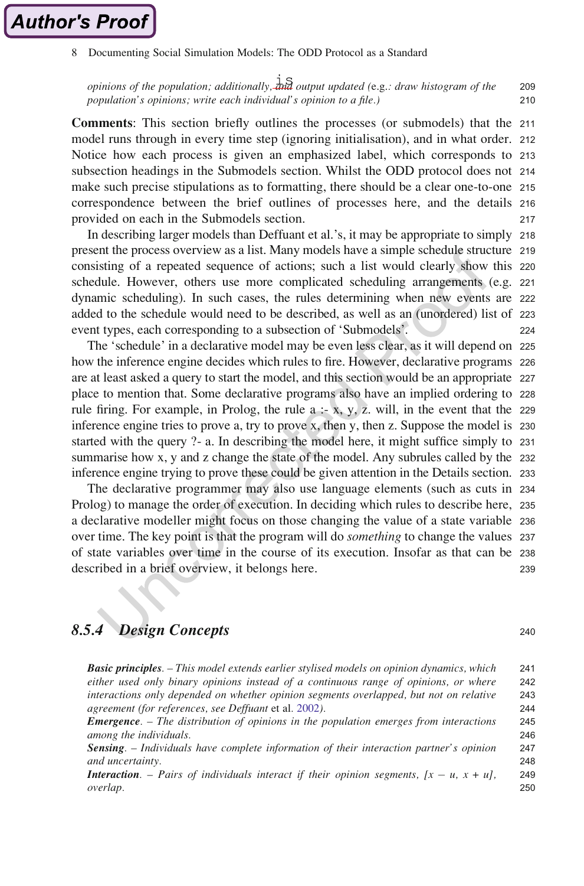*opinions of the population; additionally, ~~and~~ is output updated (*e.g.*: draw histogram of the population's opinions; write each individual's opinion to a file.)*

**Comments**: This section briefly outlines the processes (or submodels) that the model runs through in every time step (ignoring initialisation), and in what order. Notice how each process is given an emphasized label, which corresponds to subsection headings in the Submodels section. Whilst the ODD protocol does not make such precise stipulations as to formatting, there should be a clear one-to-one correspondence between the brief outlines of processes here, and the details provided on each in the Submodels section.

In describing larger models than Deffuant et al.'s, it may be appropriate to simply present the process overview as a list. Many models have a simple schedule structure consisting of a repeated sequence of actions; such a list would clearly show this schedule. However, others use more complicated scheduling arrangements (e.g. dynamic scheduling). In such cases, the rules determining when new events are added to the schedule would need to be described, as well as an (unordered) list of event types, each corresponding to a subsection of 'Submodels'.

The 'schedule' in a declarative model may be even less clear, as it will depend on how the inference engine decides which rules to fire. However, declarative programs are at least asked a query to start the model, and this section would be an appropriate place to mention that. Some declarative programs also have an implied ordering to rule firing. For example, in Prolog, the rule a :- x, y, z. will, in the event that the inference engine tries to prove a, try to prove x, then y, then z. Suppose the model is started with the query ?- a. In describing the model here, it might suffice simply to summarise how x, y and z change the state of the model. Any subrules called by the inference engine trying to prove these could be given attention in the Details section.

The declarative programmer may also use language elements (such as cuts in Prolog) to manage the order of execution. In deciding which rules to describe here, a declarative modeller might focus on those changing the value of a state variable over time. The key point is that the program will do *something* to change the values of state variables over time in the course of its execution. Insofar as that can be described in a brief overview, it belongs here.

### *8.5.4 Design Concepts*

***Basic principles***. *– This model extends earlier stylised models on opinion dynamics, which either used only binary opinions instead of a continuous range of opinions, or where interactions only depended on whether opinion segments overlapped, but not on relative agreement (for references, see Deffuant* et al. 2002*).*

***Emergence***. *– The distribution of opinions in the population emerges from interactions among the individuals.*

***Sensing***. *– Individuals have complete information of their interaction partner's opinion and uncertainty.*

***Interaction***. *– Pairs of individuals interact if their opinion segments, $[x - u, x + u]$, overlap.*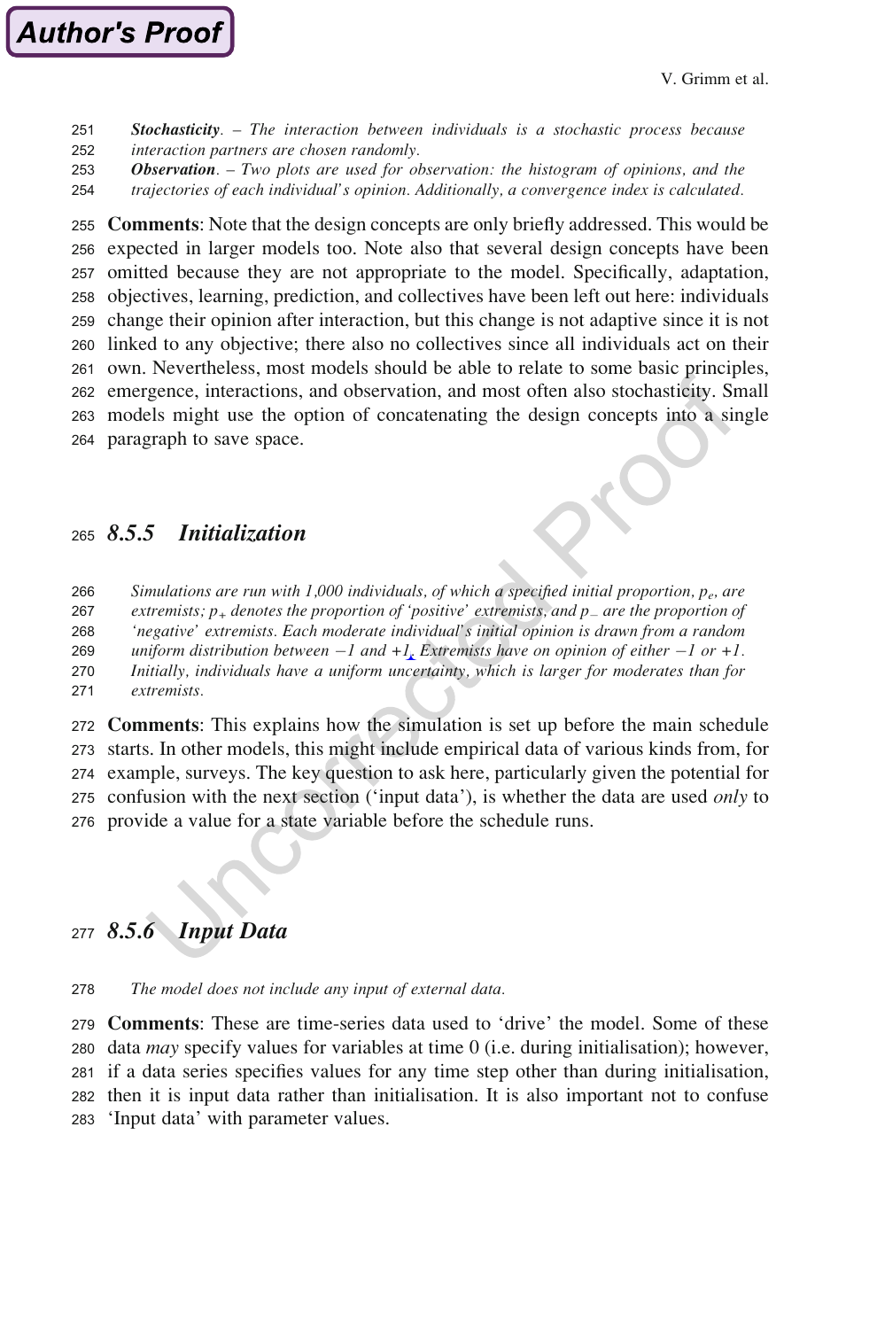***Stochasticity***. – *The interaction between individuals is a stochastic process because interaction partners are chosen randomly.*

***Observation***. – *Two plots are used for observation: the histogram of opinions, and the trajectories of each individual's opinion. Additionally, a convergence index is calculated.*

**Comments**: Note that the design concepts are only briefly addressed. This would be expected in larger models too. Note also that several design concepts have been omitted because they are not appropriate to the model. Specifically, adaptation, objectives, learning, prediction, and collectives have been left out here: individuals change their opinion after interaction, but this change is not adaptive since it is not linked to any objective; there also no collectives since all individuals act on their own. Nevertheless, most models should be able to relate to some basic principles, emergence, interactions, and observation, and most often also stochasticity. Small models might use the option of concatenating the design concepts into a single paragraph to save space.

### *8.5.5 Initialization*

*Simulations are run with 1,000 individuals, of which a specified initial proportion, $p_e$, are extremists; $p_+$ denotes the proportion of 'positive' extremists, and $p_-$ are the proportion of 'negative' extremists. Each moderate individual's initial opinion is drawn from a random uniform distribution between −1 and +1. Extremists have on opinion of either −1 or +1. Initially, individuals have a uniform uncertainty, which is larger for moderates than for extremists.*

**Comments**: This explains how the simulation is set up before the main schedule starts. In other models, this might include empirical data of various kinds from, for example, surveys. The key question to ask here, particularly given the potential for confusion with the next section ('input data'), is whether the data are used *only* to provide a value for a state variable before the schedule runs.

### *8.5.6 Input Data*

*The model does not include any input of external data.*

**Comments**: These are time-series data used to 'drive' the model. Some of these data *may* specify values for variables at time 0 (i.e. during initialisation); however, if a data series specifies values for any time step other than during initialisation, then it is input data rather than initialisation. It is also important not to confuse 'Input data' with parameter values.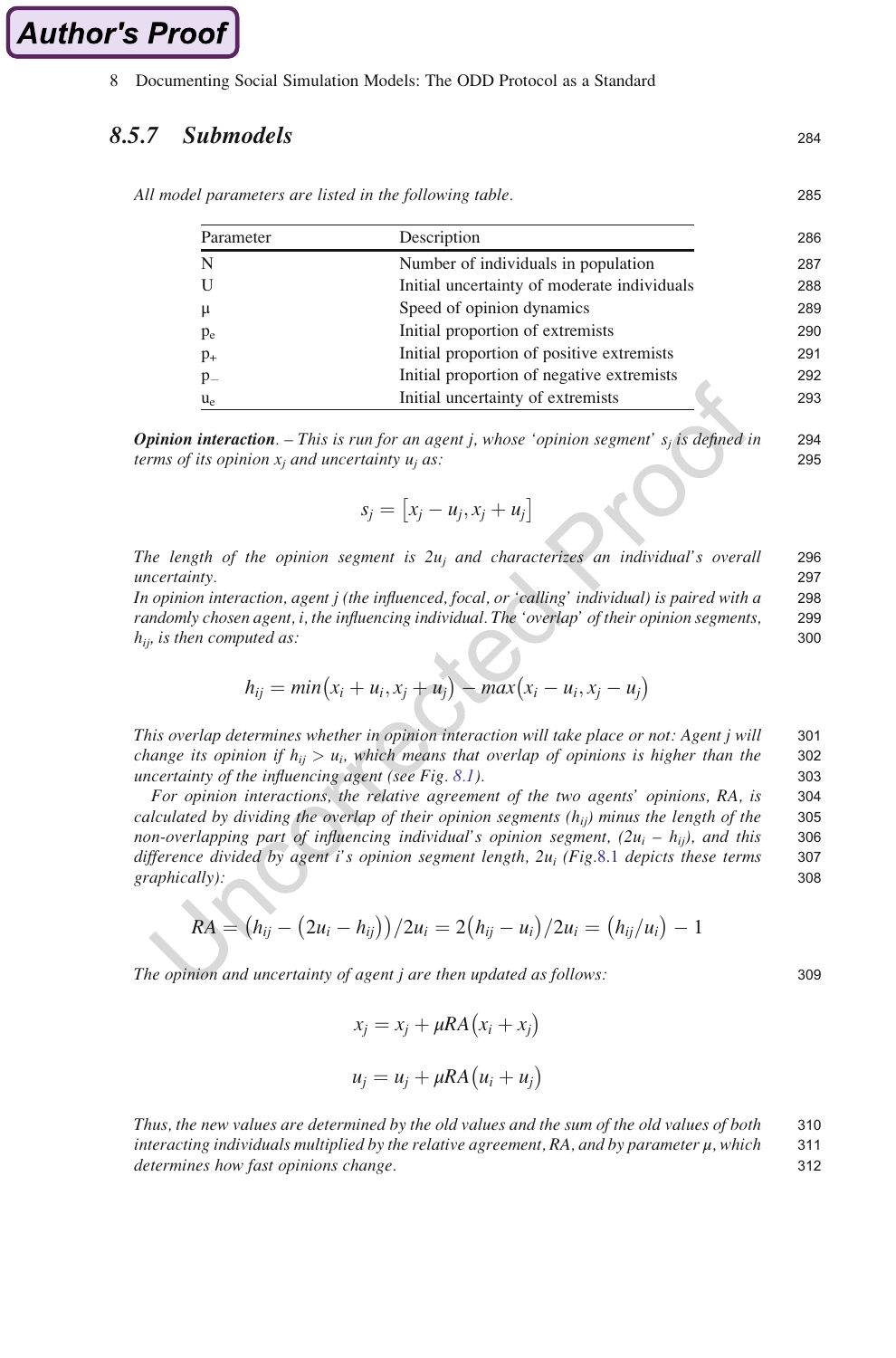### 8.5.7 Submodels

*All model parameters are listed in the following table.*

| Parameter | Description |
|---|---|
| N | Number of individuals in population |
| U | Initial uncertainty of moderate individuals |
| μ | Speed of opinion dynamics |
| $p_e$ | Initial proportion of extremists |
| $p_+$ | Initial proportion of positive extremists |
| $p_-$ | Initial proportion of negative extremists |
| $u_e$ | Initial uncertainty of extremists |

***Opinion interaction***. *– This is run for an agent j, whose 'opinion segment' $s_j$ is defined in terms of its opinion $x_j$ and uncertainty $u_j$ as:*

$$s_j = [x_j - u_j, x_j + u_j]$$

*The length of the opinion segment is $2u_j$ and characterizes an individual's overall uncertainty.*
*In opinion interaction, agent j (the influenced, focal, or 'calling' individual) is paired with a randomly chosen agent, i, the influencing individual. The 'overlap' of their opinion segments, $h_{ij}$, is then computed as:*

$$h_{ij} = min(x_i + u_i, x_j + u_j) - max(x_i - u_i, x_j - u_j)$$

*This overlap determines whether in opinion interaction will take place or not: Agent j will change its opinion if $h_{ij} > u_i$, which means that overlap of opinions is higher than the uncertainty of the influencing agent (see Fig. 8.1).*

*For opinion interactions, the relative agreement of the two agents' opinions, RA, is calculated by dividing the overlap of their opinion segments ($h_{ij}$) minus the length of the non-overlapping part of influencing individual's opinion segment, ($2u_i - h_{ij}$), and this difference divided by agent i's opinion segment length, $2u_i$ (Fig.8.1 depicts these terms graphically):*

$$RA = (h_{ij} - (2u_i - h_{ij}))/2u_i = 2(h_{ij} - u_i)/2u_i = (h_{ij}/u_i) - 1$$

*The opinion and uncertainty of agent j are then updated as follows:*

$$x_j = x_j + \mu RA(x_i + x_j)$$

$$u_j = u_j + \mu RA(u_i + u_j)$$

*Thus, the new values are determined by the old values and the sum of the old values of both interacting individuals multiplied by the relative agreement, RA, and by parameter μ, which determines how fast opinions change.*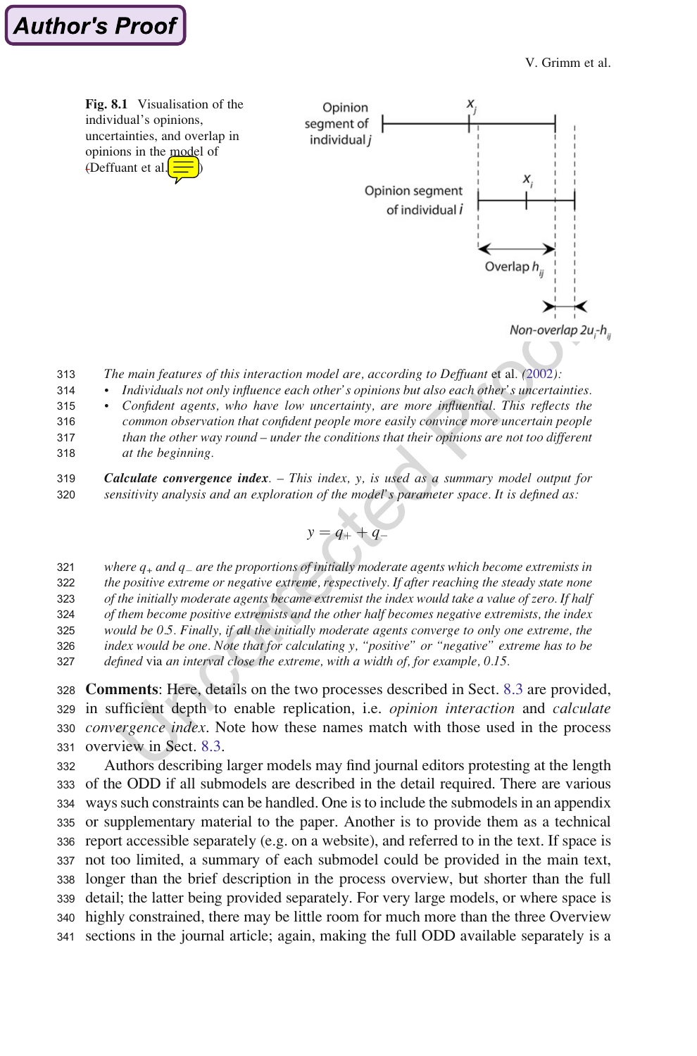**Fig. 8.1** Visualisation of the individual's opinions, uncertainties, and overlap in opinions in the model of (Deffuant et al.)

Opinion segment of individual $j$ — $x_j$

Opinion segment of individual $i$ — $x_i$

Overlap $h_{ij}$

Non-overlap $2u_i$-$h_{ij}$

*The main features of this interaction model are, according to Deffuant et al. (2002):*

- *Individuals not only influence each other's opinions but also each other's uncertainties.*
- *Confident agents, who have low uncertainty, are more influential. This reflects the common observation that confident people more easily convince more uncertain people than the other way round – under the conditions that their opinions are not too different at the beginning.*

***Calculate convergence index***. *– This index, y, is used as a summary model output for sensitivity analysis and an exploration of the model's parameter space. It is defined as:*

$$y = q_+ + q_-$$

*where $q_+$ and $q_-$ are the proportions of initially moderate agents which become extremists in the positive extreme or negative extreme, respectively. If after reaching the steady state none of the initially moderate agents became extremist the index would take a value of zero. If half of them become positive extremists and the other half becomes negative extremists, the index would be 0.5. Finally, if all the initially moderate agents converge to only one extreme, the index would be one. Note that for calculating y, "positive" or "negative" extreme has to be defined* via *an interval close the extreme, with a width of, for example, 0.15.*

**Comments**: Here, details on the two processes described in Sect. 8.3 are provided, in sufficient depth to enable replication, i.e. *opinion interaction* and *calculate convergence index*. Note how these names match with those used in the process overview in Sect. 8.3.

Authors describing larger models may find journal editors protesting at the length of the ODD if all submodels are described in the detail required. There are various ways such constraints can be handled. One is to include the submodels in an appendix or supplementary material to the paper. Another is to provide them as a technical report accessible separately (e.g. on a website), and referred to in the text. If space is not too limited, a summary of each submodel could be provided in the main text, longer than the brief description in the process overview, but shorter than the full detail; the latter being provided separately. For very large models, or where space is highly constrained, there may be little room for much more than the three Overview sections in the journal article; again, making the full ODD available separately is a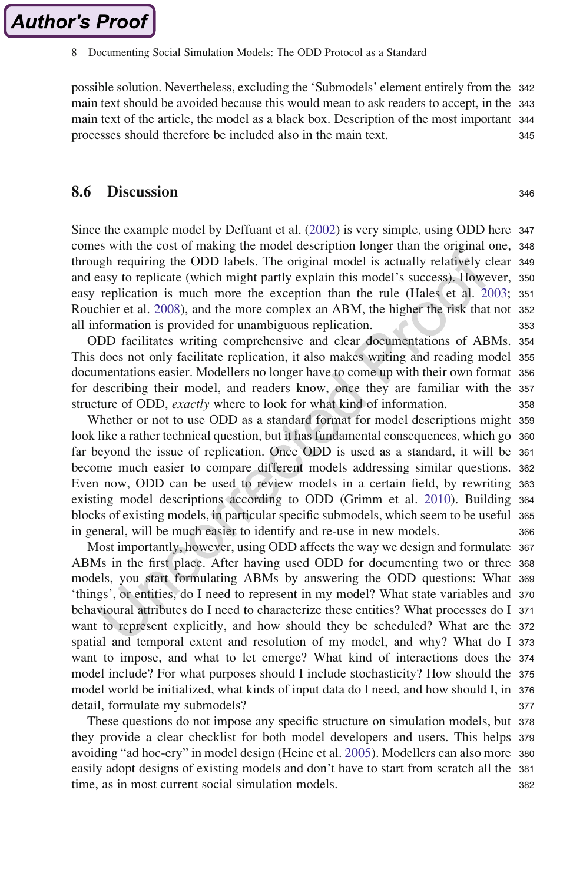possible solution. Nevertheless, excluding the 'Submodels' element entirely from the main text should be avoided because this would mean to ask readers to accept, in the main text of the article, the model as a black box. Description of the most important processes should therefore be included also in the main text.

## 8.6 Discussion

Since the example model by Deffuant et al. (2002) is very simple, using ODD here comes with the cost of making the model description longer than the original one, through requiring the ODD labels. The original model is actually relatively clear and easy to replicate (which might partly explain this model's success). However, easy replication is much more the exception than the rule (Hales et al. 2003; Rouchier et al. 2008), and the more complex an ABM, the higher the risk that not all information is provided for unambiguous replication.

ODD facilitates writing comprehensive and clear documentations of ABMs. This does not only facilitate replication, it also makes writing and reading model documentations easier. Modellers no longer have to come up with their own format for describing their model, and readers know, once they are familiar with the structure of ODD, *exactly* where to look for what kind of information.

Whether or not to use ODD as a standard format for model descriptions might look like a rather technical question, but it has fundamental consequences, which go far beyond the issue of replication. Once ODD is used as a standard, it will be become much easier to compare different models addressing similar questions. Even now, ODD can be used to review models in a certain field, by rewriting existing model descriptions according to ODD (Grimm et al. 2010). Building blocks of existing models, in particular specific submodels, which seem to be useful in general, will be much easier to identify and re-use in new models.

Most importantly, however, using ODD affects the way we design and formulate ABMs in the first place. After having used ODD for documenting two or three models, you start formulating ABMs by answering the ODD questions: What 'things', or entities, do I need to represent in my model? What state variables and behavioural attributes do I need to characterize these entities? What processes do I want to represent explicitly, and how should they be scheduled? What are the spatial and temporal extent and resolution of my model, and why? What do I want to impose, and what to let emerge? What kind of interactions does the model include? For what purposes should I include stochasticity? How should the model world be initialized, what kinds of input data do I need, and how should I, in detail, formulate my submodels?

These questions do not impose any specific structure on simulation models, but they provide a clear checklist for both model developers and users. This helps avoiding "ad hoc-ery" in model design (Heine et al. 2005). Modellers can also more easily adopt designs of existing models and don't have to start from scratch all the time, as in most current social simulation models.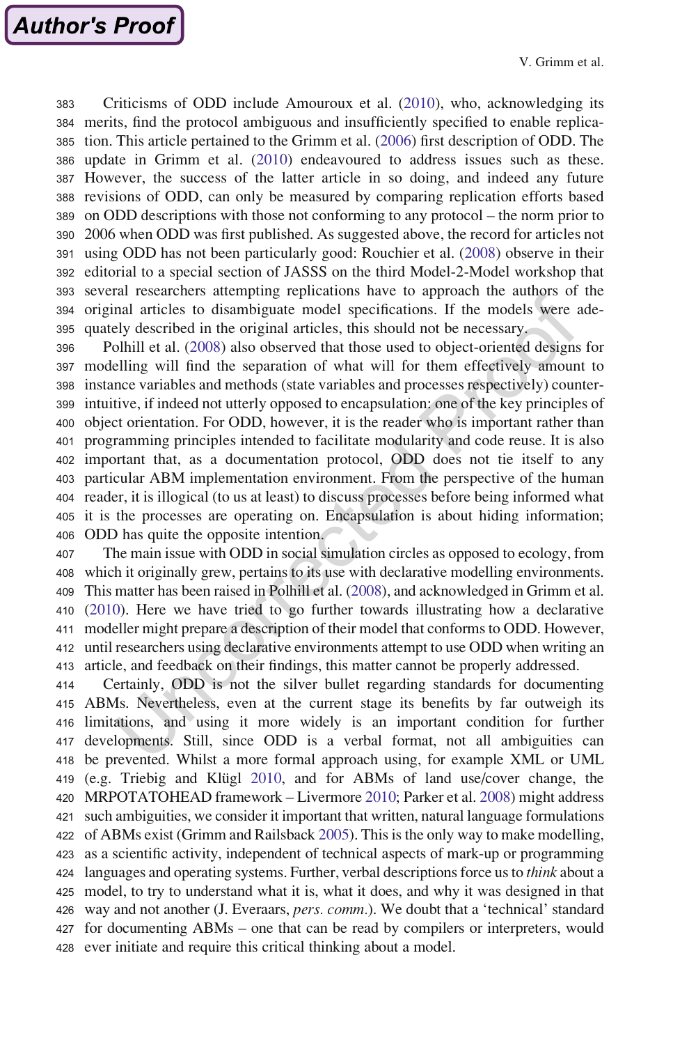Criticisms of ODD include Amouroux et al. (2010), who, acknowledging its merits, find the protocol ambiguous and insufficiently specified to enable replication. This article pertained to the Grimm et al. (2006) first description of ODD. The update in Grimm et al. (2010) endeavoured to address issues such as these. However, the success of the latter article in so doing, and indeed any future revisions of ODD, can only be measured by comparing replication efforts based on ODD descriptions with those not conforming to any protocol – the norm prior to 2006 when ODD was first published. As suggested above, the record for articles not using ODD has not been particularly good: Rouchier et al. (2008) observe in their editorial to a special section of JASSS on the third Model-2-Model workshop that several researchers attempting replications have to approach the authors of the original articles to disambiguate model specifications. If the models were adequately described in the original articles, this should not be necessary.

Polhill et al. (2008) also observed that those used to object-oriented designs for modelling will find the separation of what will for them effectively amount to instance variables and methods (state variables and processes respectively) counter-intuitive, if indeed not utterly opposed to encapsulation: one of the key principles of object orientation. For ODD, however, it is the reader who is important rather than programming principles intended to facilitate modularity and code reuse. It is also important that, as a documentation protocol, ODD does not tie itself to any particular ABM implementation environment. From the perspective of the human reader, it is illogical (to us at least) to discuss processes before being informed what it is the processes are operating on. Encapsulation is about hiding information; ODD has quite the opposite intention.

The main issue with ODD in social simulation circles as opposed to ecology, from which it originally grew, pertains to its use with declarative modelling environments. This matter has been raised in Polhill et al. (2008), and acknowledged in Grimm et al. (2010). Here we have tried to go further towards illustrating how a declarative modeller might prepare a description of their model that conforms to ODD. However, until researchers using declarative environments attempt to use ODD when writing an article, and feedback on their findings, this matter cannot be properly addressed.

Certainly, ODD is not the silver bullet regarding standards for documenting ABMs. Nevertheless, even at the current stage its benefits by far outweigh its limitations, and using it more widely is an important condition for further developments. Still, since ODD is a verbal format, not all ambiguities can be prevented. Whilst a more formal approach using, for example XML or UML (e.g. Triebig and Klügl 2010, and for ABMs of land use/cover change, the MRPOTATOHEAD framework – Livermore 2010; Parker et al. 2008) might address such ambiguities, we consider it important that written, natural language formulations of ABMs exist (Grimm and Railsback 2005). This is the only way to make modelling, as a scientific activity, independent of technical aspects of mark-up or programming languages and operating systems. Further, verbal descriptions force us to *think* about a model, to try to understand what it is, what it does, and why it was designed in that way and not another (J. Everaars, *pers. comm.*). We doubt that a 'technical' standard for documenting ABMs – one that can be read by compilers or interpreters, would ever initiate and require this critical thinking about a model.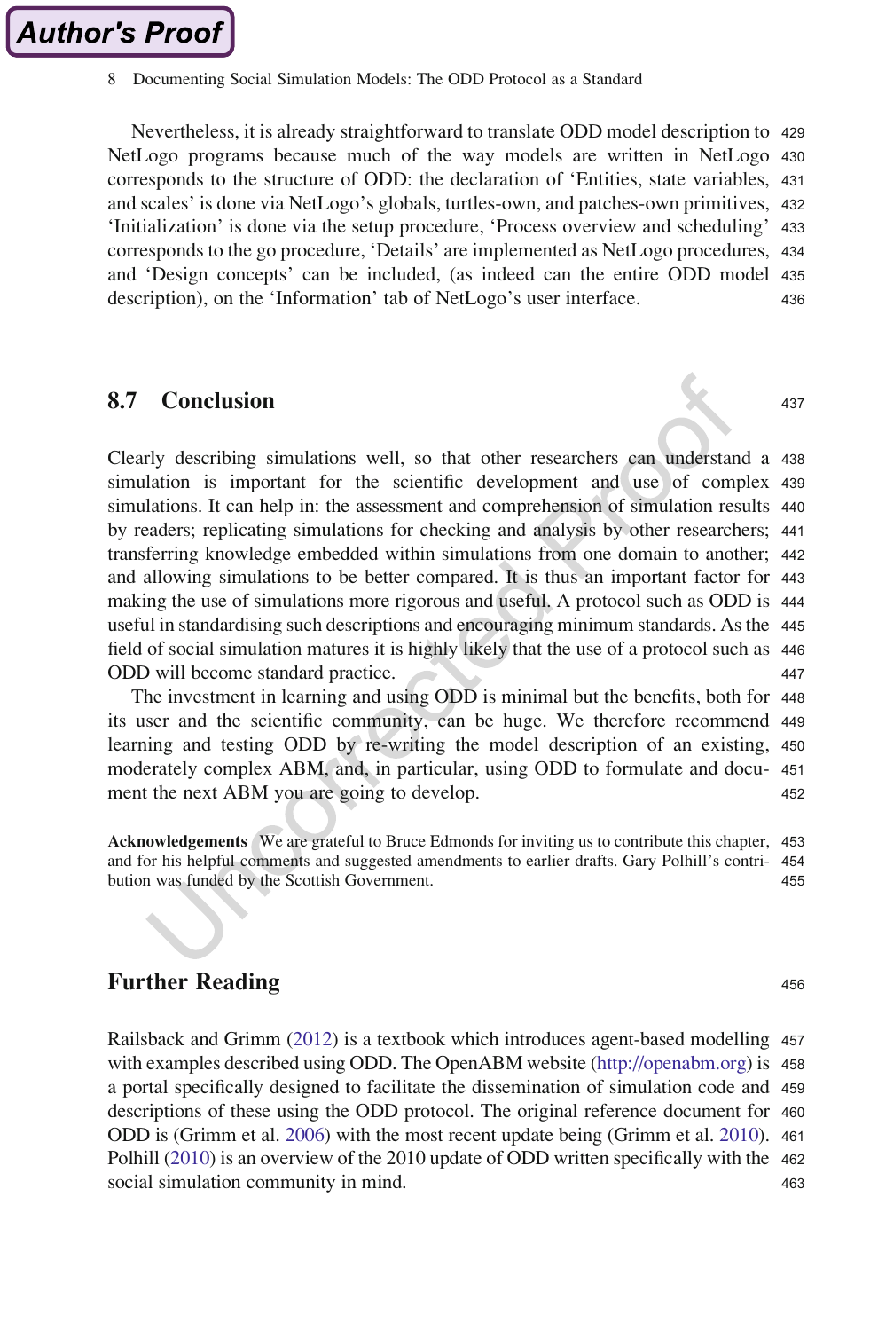Nevertheless, it is already straightforward to translate ODD model description to NetLogo programs because much of the way models are written in NetLogo corresponds to the structure of ODD: the declaration of 'Entities, state variables, and scales' is done via NetLogo's globals, turtles-own, and patches-own primitives, 'Initialization' is done via the setup procedure, 'Process overview and scheduling' corresponds to the go procedure, 'Details' are implemented as NetLogo procedures, and 'Design concepts' can be included, (as indeed can the entire ODD model description), on the 'Information' tab of NetLogo's user interface.

## 8.7 Conclusion

Clearly describing simulations well, so that other researchers can understand a simulation is important for the scientific development and use of complex simulations. It can help in: the assessment and comprehension of simulation results by readers; replicating simulations for checking and analysis by other researchers; transferring knowledge embedded within simulations from one domain to another; and allowing simulations to be better compared. It is thus an important factor for making the use of simulations more rigorous and useful. A protocol such as ODD is useful in standardising such descriptions and encouraging minimum standards. As the field of social simulation matures it is highly likely that the use of a protocol such as ODD will become standard practice.

The investment in learning and using ODD is minimal but the benefits, both for its user and the scientific community, can be huge. We therefore recommend learning and testing ODD by re-writing the model description of an existing, moderately complex ABM, and, in particular, using ODD to formulate and document the next ABM you are going to develop.

**Acknowledgements** We are grateful to Bruce Edmonds for inviting us to contribute this chapter, and for his helpful comments and suggested amendments to earlier drafts. Gary Polhill's contribution was funded by the Scottish Government.

## Further Reading

Railsback and Grimm (2012) is a textbook which introduces agent-based modelling with examples described using ODD. The OpenABM website (http://openabm.org) is a portal specifically designed to facilitate the dissemination of simulation code and descriptions of these using the ODD protocol. The original reference document for ODD is (Grimm et al. 2006) with the most recent update being (Grimm et al. 2010). Polhill (2010) is an overview of the 2010 update of ODD written specifically with the social simulation community in mind.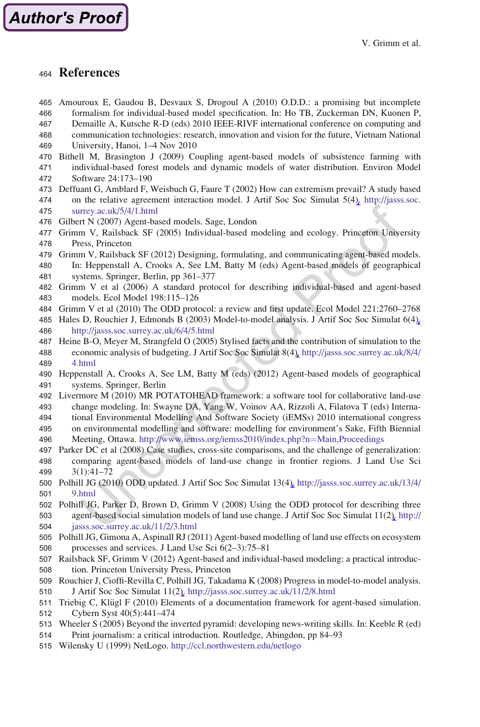# References

Amouroux E, Gaudou B, Desvaux S, Drogoul A (2010) O.D.D.: a promising but incomplete formalism for individual-based model specification. In: Ho TB, Zuckerman DN, Kuonen P, Demaille A, Kutsche R-D (eds) 2010 IEEE-RIVF international conference on computing and communication technologies: research, innovation and vision for the future, Vietnam National University, Hanoi, 1–4 Nov 2010

Bithell M, Brasington J (2009) Coupling agent-based models of subsistence farming with individual-based forest models and dynamic models of water distribution. Environ Model Software 24:173–190

Deffuant G, Amblard F, Weisbuch G, Faure T (2002) How can extremism prevail? A study based on the relative agreement interaction model. J Artif Soc Soc Simulat 5(4). http://jasss.soc.surrey.ac.uk/5/4/1.html

Gilbert N (2007) Agent-based models. Sage, London

Grimm V, Railsback SF (2005) Individual-based modeling and ecology. Princeton University Press, Princeton

Grimm V, Railsback SF (2012) Designing, formulating, and communicating agent-based models. In: Heppenstall A, Crooks A, See LM, Batty M (eds) Agent-based models of geographical systems. Springer, Berlin, pp 361–377

Grimm V et al (2006) A standard protocol for describing individual-based and agent-based models. Ecol Model 198:115–126

Grimm V et al (2010) The ODD protocol: a review and first update. Ecol Model 221:2760–2768

Hales D, Rouchier J, Edmonds B (2003) Model-to-model analysis. J Artif Soc Soc Simulat 6(4). http://jasss.soc.surrey.ac.uk/6/4/5.html

Heine B-O, Meyer M, Strangfeld O (2005) Stylised facts and the contribution of simulation to the economic analysis of budgeting. J Artif Soc Soc Simulat 8(4). http://jasss.soc.surrey.ac.uk/8/4/4.html

Heppenstall A, Crooks A, See LM, Batty M (eds) (2012) Agent-based models of geographical systems. Springer, Berlin

Livermore M (2010) MR POTATOHEAD framework: a software tool for collaborative land-use change modeling. In: Swayne DA, Yang W, Voinov AA, Rizzoli A, Filatova T (eds) International Environmental Modelling And Software Society (iEMSs) 2010 international congress on environmental modelling and software: modelling for environment's Sake, Fifth Biennial Meeting, Ottawa. http://www.iemss.org/iemss2010/index.php?n=Main.Proceedings

Parker DC et al (2008) Case studies, cross-site comparisons, and the challenge of generalization: comparing agent-based models of land-use change in frontier regions. J Land Use Sci 3(1):41–72

Polhill JG (2010) ODD updated. J Artif Soc Soc Simulat 13(4). http://jasss.soc.surrey.ac.uk/13/4/9.html

Polhill JG, Parker D, Brown D, Grimm V (2008) Using the ODD protocol for describing three agent-based social simulation models of land use change. J Artif Soc Soc Simulat 11(2). http://jasss.soc.surrey.ac.uk/11/2/3.html

Polhill JG, Gimona A, Aspinall RJ (2011) Agent-based modelling of land use effects on ecosystem processes and services. J Land Use Sci 6(2–3):75–81

Railsback SF, Grimm V (2012) Agent-based and individual-based modeling: a practical introduction. Princeton University Press, Princeton

Rouchier J, Cioffi-Revilla C, Polhill JG, Takadama K (2008) Progress in model-to-model analysis. J Artif Soc Soc Simulat 11(2). http://jasss.soc.surrey.ac.uk/11/2/8.html

Triebig C, Klügl F (2010) Elements of a documentation framework for agent-based simulation. Cybern Syst 40(5):441–474

Wheeler S (2005) Beyond the inverted pyramid: developing news-writing skills. In: Keeble R (ed) Print journalism: a critical introduction. Routledge, Abingdon, pp 84–93

Wilensky U (1999) NetLogo. http://ccl.northwestern.edu/netlogo